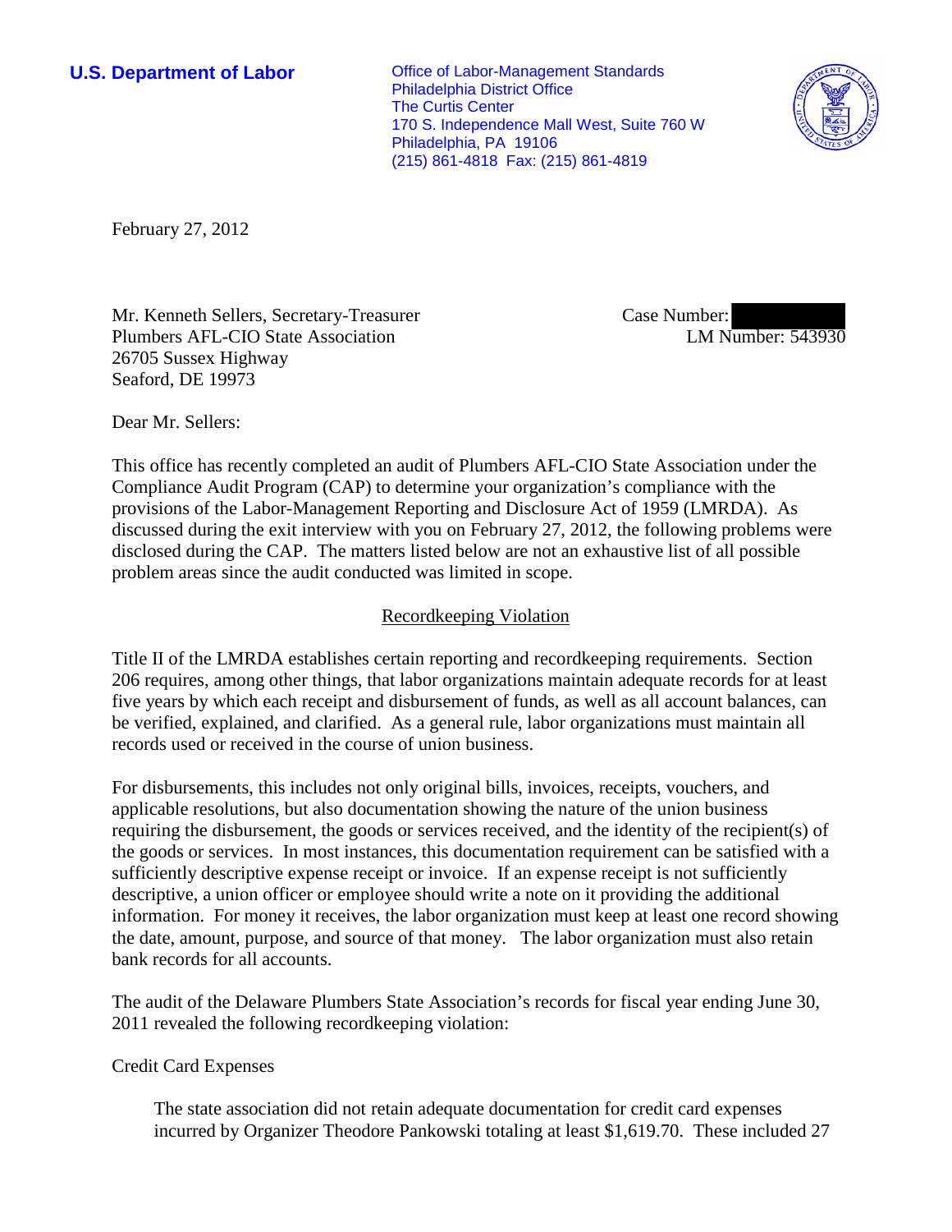**U.S. Department of Labor**

Office of Labor-Management Standards
Philadelphia District Office
The Curtis Center
170 S. Independence Mall West, Suite 760 W
Philadelphia, PA 19106
(215) 861-4818 Fax: (215) 861-4819

February 27, 2012

Mr. Kenneth Sellers, Secretary-Treasurer
Plumbers AFL-CIO State Association
26705 Sussex Highway
Seaford, DE 19973

Case Number:
LM Number: 543930

Dear Mr. Sellers:

This office has recently completed an audit of Plumbers AFL-CIO State Association under the Compliance Audit Program (CAP) to determine your organization's compliance with the provisions of the Labor-Management Reporting and Disclosure Act of 1959 (LMRDA). As discussed during the exit interview with you on February 27, 2012, the following problems were disclosed during the CAP. The matters listed below are not an exhaustive list of all possible problem areas since the audit conducted was limited in scope.

## Recordkeeping Violation

Title II of the LMRDA establishes certain reporting and recordkeeping requirements. Section 206 requires, among other things, that labor organizations maintain adequate records for at least five years by which each receipt and disbursement of funds, as well as all account balances, can be verified, explained, and clarified. As a general rule, labor organizations must maintain all records used or received in the course of union business.

For disbursements, this includes not only original bills, invoices, receipts, vouchers, and applicable resolutions, but also documentation showing the nature of the union business requiring the disbursement, the goods or services received, and the identity of the recipient(s) of the goods or services. In most instances, this documentation requirement can be satisfied with a sufficiently descriptive expense receipt or invoice. If an expense receipt is not sufficiently descriptive, a union officer or employee should write a note on it providing the additional information. For money it receives, the labor organization must keep at least one record showing the date, amount, purpose, and source of that money. The labor organization must also retain bank records for all accounts.

The audit of the Delaware Plumbers State Association's records for fiscal year ending June 30, 2011 revealed the following recordkeeping violation:

Credit Card Expenses

The state association did not retain adequate documentation for credit card expenses incurred by Organizer Theodore Pankowski totaling at least $1,619.70. These included 27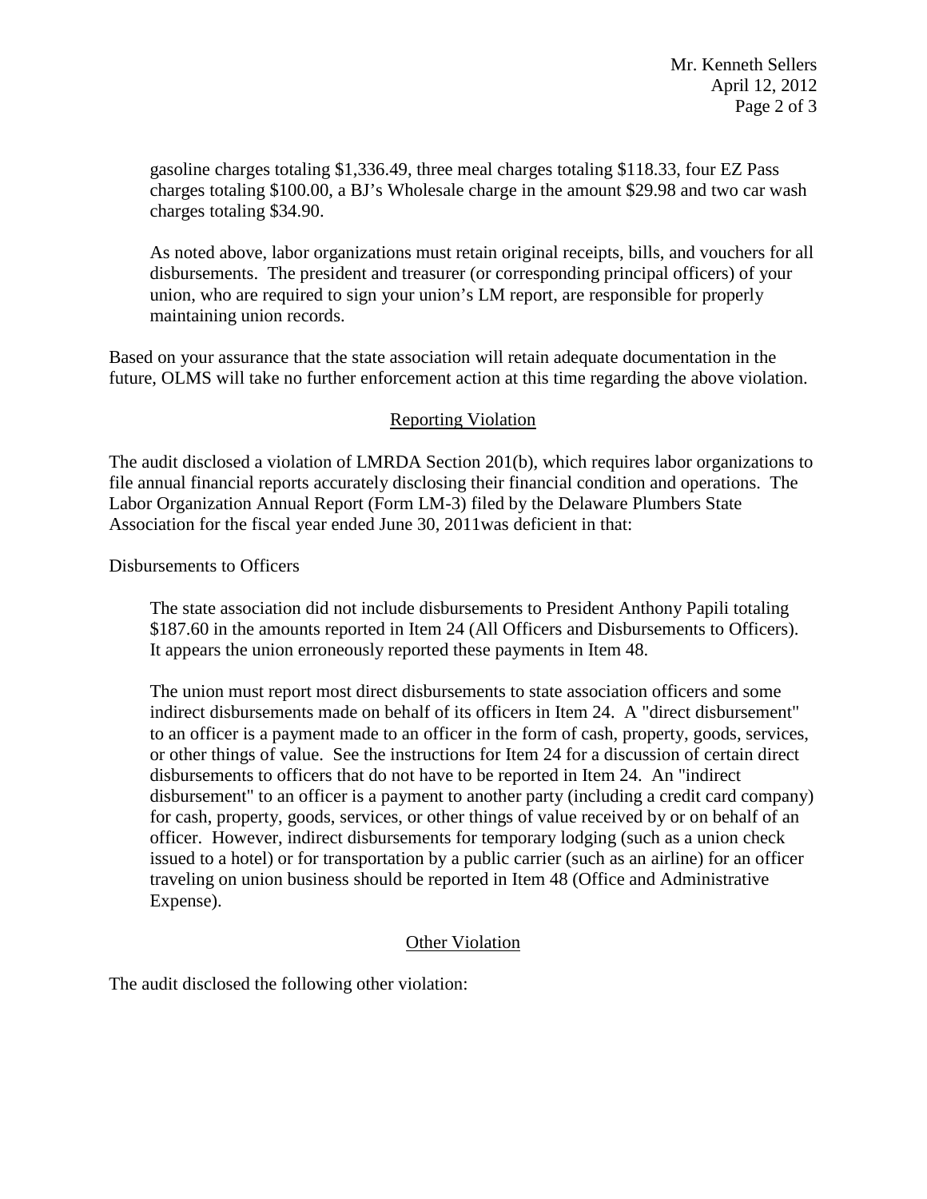gasoline charges totaling $1,336.49, three meal charges totaling $118.33, four EZ Pass charges totaling $100.00, a BJ's Wholesale charge in the amount $29.98 and two car wash charges totaling $34.90.

As noted above, labor organizations must retain original receipts, bills, and vouchers for all disbursements. The president and treasurer (or corresponding principal officers) of your union, who are required to sign your union's LM report, are responsible for properly maintaining union records.

Based on your assurance that the state association will retain adequate documentation in the future, OLMS will take no further enforcement action at this time regarding the above violation.

## Reporting Violation

The audit disclosed a violation of LMRDA Section 201(b), which requires labor organizations to file annual financial reports accurately disclosing their financial condition and operations. The Labor Organization Annual Report (Form LM-3) filed by the Delaware Plumbers State Association for the fiscal year ended June 30, 2011was deficient in that:

Disbursements to Officers

The state association did not include disbursements to President Anthony Papili totaling $187.60 in the amounts reported in Item 24 (All Officers and Disbursements to Officers). It appears the union erroneously reported these payments in Item 48.

The union must report most direct disbursements to state association officers and some indirect disbursements made on behalf of its officers in Item 24. A "direct disbursement" to an officer is a payment made to an officer in the form of cash, property, goods, services, or other things of value. See the instructions for Item 24 for a discussion of certain direct disbursements to officers that do not have to be reported in Item 24. An "indirect disbursement" to an officer is a payment to another party (including a credit card company) for cash, property, goods, services, or other things of value received by or on behalf of an officer. However, indirect disbursements for temporary lodging (such as a union check issued to a hotel) or for transportation by a public carrier (such as an airline) for an officer traveling on union business should be reported in Item 48 (Office and Administrative Expense).

## Other Violation

The audit disclosed the following other violation: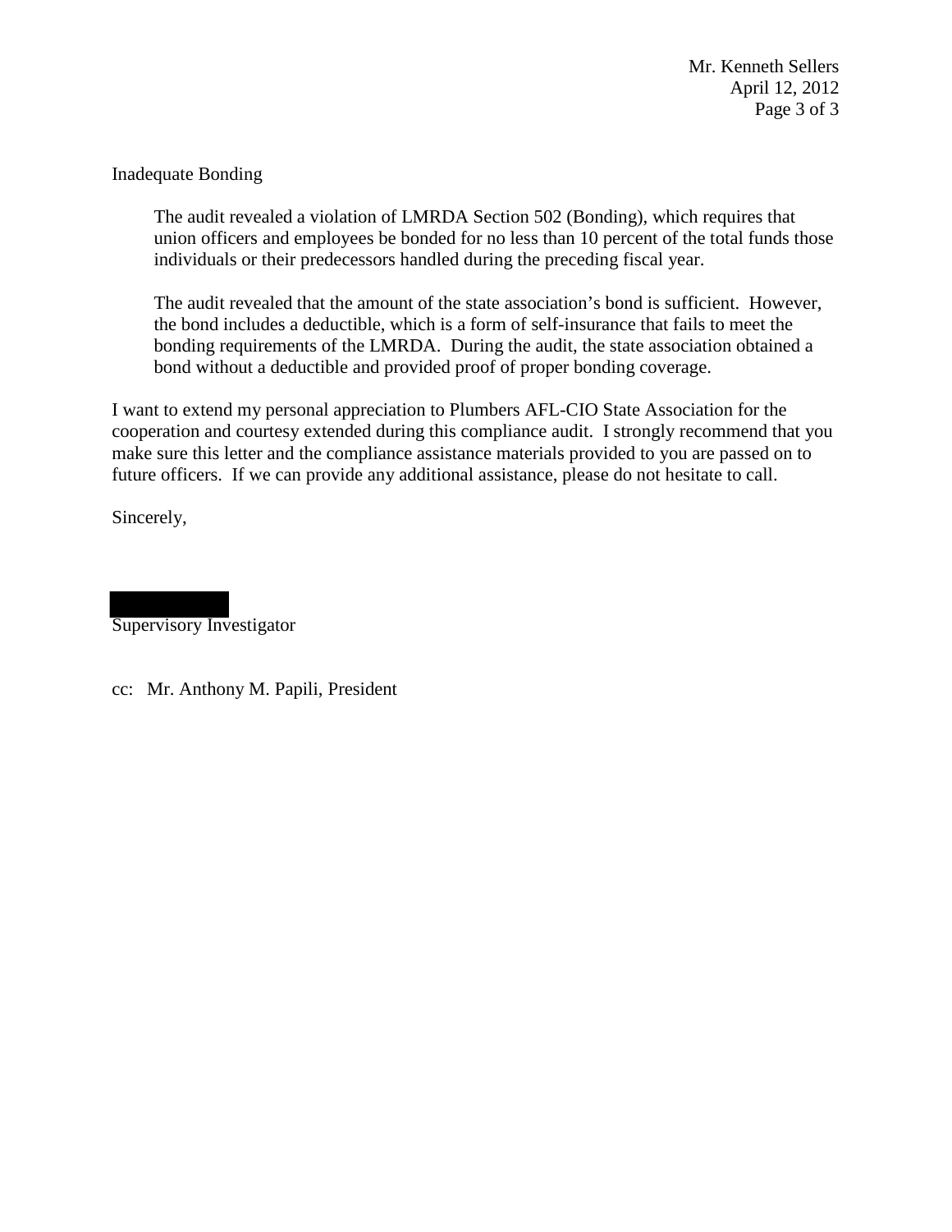Inadequate Bonding

> The audit revealed a violation of LMRDA Section 502 (Bonding), which requires that union officers and employees be bonded for no less than 10 percent of the total funds those individuals or their predecessors handled during the preceding fiscal year.
>
> The audit revealed that the amount of the state association's bond is sufficient. However, the bond includes a deductible, which is a form of self-insurance that fails to meet the bonding requirements of the LMRDA. During the audit, the state association obtained a bond without a deductible and provided proof of proper bonding coverage.

I want to extend my personal appreciation to Plumbers AFL-CIO State Association for the cooperation and courtesy extended during this compliance audit. I strongly recommend that you make sure this letter and the compliance assistance materials provided to you are passed on to future officers. If we can provide any additional assistance, please do not hesitate to call.

Sincerely,

Supervisory Investigator

cc: Mr. Anthony M. Papili, President